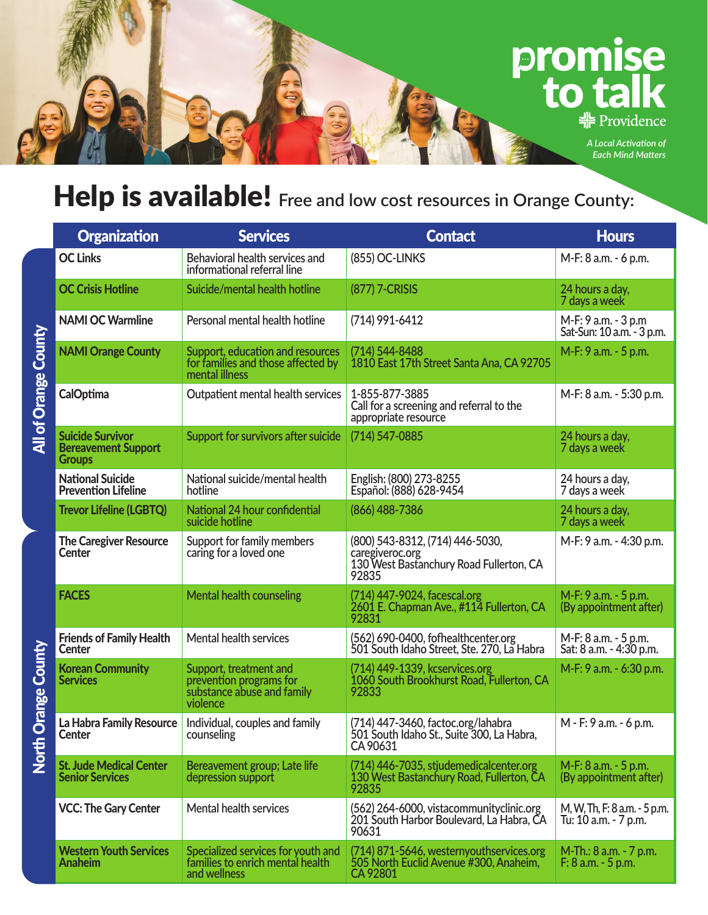promise to talk

Providence

*A Local Activation of Each Mind Matters*

# Help is available! Free and low cost resources in Orange County:

| | Organization | Services | Contact | Hours |
|---|---|---|---|---|
| All of Orange County | **OC Links** | Behavioral health services and informational referral line | (855) OC-LINKS | M-F: 8 a.m. - 6 p.m. |
| | **OC Crisis Hotline** | Suicide/mental health hotline | (877) 7-CRISIS | 24 hours a day, 7 days a week |
| | **NAMI OC Warmline** | Personal mental health hotline | (714) 991-6412 | M-F: 9 a.m. - 3 p.m Sat-Sun: 10 a.m. - 3 p.m. |
| | **NAMI Orange County** | Support, education and resources for families and those affected by mental illness | (714) 544-8488 1810 East 17th Street Santa Ana, CA 92705 | M-F: 9 a.m. - 5 p.m. |
| | **CalOptima** | Outpatient mental health services | 1-855-877-3885 Call for a screening and referral to the appropriate resource | M-F: 8 a.m. - 5:30 p.m. |
| | **Suicide Survivor Bereavement Support Groups** | Support for survivors after suicide | (714) 547-0885 | 24 hours a day, 7 days a week |
| | **National Suicide Prevention Lifeline** | National suicide/mental health hotline | English: (800) 273-8255 Español: (888) 628-9454 | 24 hours a day, 7 days a week |
| | **Trevor Lifeline (LGBTQ)** | National 24 hour confidential suicide hotline | (866) 488-7386 | 24 hours a day, 7 days a week |
| North Orange County | **The Caregiver Resource Center** | Support for family members caring for a loved one | (800) 543-8312, (714) 446-5030, caregiveroc.org 130 West Bastanchury Road Fullerton, CA 92835 | M-F: 9 a.m. - 4:30 p.m. |
| | **FACES** | Mental health counseling | (714) 447-9024, facescal.org 2601 E. Chapman Ave., #114 Fullerton, CA 92831 | M-F: 9 a.m. - 5 p.m. (By appointment after) |
| | **Friends of Family Health Center** | Mental health services | (562) 690-0400, fofhealthcenter.org 501 South Idaho Street, Ste. 270, La Habra | M-F: 8 a.m. - 5 p.m. Sat: 8 a.m. - 4:30 p.m. |
| | **Korean Community Services** | Support, treatment and prevention programs for substance abuse and family violence | (714) 449-1339, kcservices.org 1060 South Brookhurst Road, Fullerton, CA 92833 | M-F: 9 a.m. - 6:30 p.m. |
| | **La Habra Family Resource Center** | Individual, couples and family counseling | (714) 447-3460, factoc.org/lahabra 501 South Idaho St., Suite 300, La Habra, CA 90631 | M - F: 9 a.m. - 6 p.m. |
| | **St. Jude Medical Center Senior Services** | Bereavement group; Late life depression support | (714) 446-7035, stjudemedicalcenter.org 130 West Bastanchury Road, Fullerton, CA 92835 | M-F: 8 a.m. - 5 p.m. (By appointment after) |
| | **VCC: The Gary Center** | Mental health services | (562) 264-6000, vistacommunityclinic.org 201 South Harbor Boulevard, La Habra, CA 90631 | M, W, Th, F: 8 a.m. - 5 p.m. Tu: 10 a.m. - 7 p.m. |
| | **Western Youth Services Anaheim** | Specialized services for youth and families to enrich mental health and wellness | (714) 871-5646, westernyouthservices.org 505 North Euclid Avenue #300, Anaheim, CA 92801 | M-Th.: 8 a.m. - 7 p.m. F: 8 a.m. - 5 p.m. |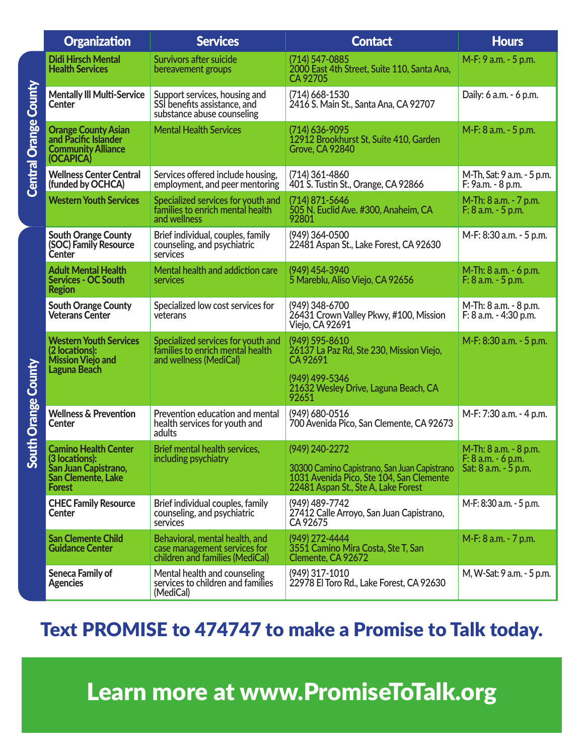| | Organization | Services | Contact | Hours |
|---|---|---|---|---|
| Central Orange County | Didi Hirsch Mental Health Services | Survivors after suicide bereavement groups | (714) 547-0885<br>2000 East 4th Street, Suite 110, Santa Ana, CA 92705 | M-F: 9 a.m. - 5 p.m. |
| | Mentally Ill Multi-Service Center | Support services, housing and SSI benefits assistance, and substance abuse counseling | (714) 668-1530<br>2416 S. Main St., Santa Ana, CA 92707 | Daily: 6 a.m. - 6 p.m. |
| | Orange County Asian and Pacific Islander Community Alliance (OCAPICA) | Mental Health Services | (714) 636-9095<br>12912 Brookhurst St, Suite 410, Garden Grove, CA 92840 | M-F: 8 a.m. - 5 p.m. |
| | Wellness Center Central (funded by OCHCA) | Services offered include housing, employment, and peer mentoring | (714) 361-4860<br>401 S. Tustin St., Orange, CA 92866 | M-Th, Sat: 9 a.m. - 5 p.m.<br>F: 9a.m. - 8 p.m. |
| | Western Youth Services | Specialized services for youth and families to enrich mental health and wellness | (714) 871-5646<br>505 N. Euclid Ave. #300, Anaheim, CA 92801 | M-Th: 8 a.m. - 7 p.m.<br>F: 8 a.m. - 5 p.m. |
| South Orange County | South Orange County (SOC) Family Resource Center | Brief individual, couples, family counseling, and psychiatric services | (949) 364-0500<br>22481 Aspan St., Lake Forest, CA 92630 | M-F: 8:30 a.m. - 5 p.m. |
| | Adult Mental Health Services - OC South Region | Mental health and addiction care services | (949) 454-3940<br>5 Mareblu, Aliso Viejo, CA 92656 | M-Th: 8 a.m. - 6 p.m.<br>F: 8 a.m. - 5 p.m. |
| | South Orange County Veterans Center | Specialized low cost services for veterans | (949) 348-6700<br>26431 Crown Valley Pkwy, #100, Mission Viejo, CA 92691 | M-Th: 8 a.m. - 8 p.m.<br>F: 8 a.m. - 4:30 p.m. |
| | Western Youth Services (2 locations): Mission Viejo and Laguna Beach | Specialized services for youth and families to enrich mental health and wellness (MediCal) | (949) 595-8610<br>26137 La Paz Rd, Ste 230, Mission Viejo, CA 92691<br><br>(949) 499-5346<br>21632 Wesley Drive, Laguna Beach, CA 92651 | M-F: 8:30 a.m. - 5 p.m. |
| | Wellness & Prevention Center | Prevention education and mental health services for youth and adults | (949) 680-0516<br>700 Avenida Pico, San Clemente, CA 92673 | M-F: 7:30 a.m. - 4 p.m. |
| | Camino Health Center (3 locations): San Juan Capistrano, San Clemente, Lake Forest | Brief mental health services, including psychiatry | (949) 240-2272<br><br>30300 Camino Capistrano, San Juan Capistrano<br>1031 Avenida Pico, Ste 104, San Clemente<br>22481 Aspan St., Ste A, Lake Forest | M-Th: 8 a.m. - 8 p.m.<br>F: 8 a.m. - 6 p.m.<br>Sat: 8 a.m. - 5 p.m. |
| | CHEC Family Resource Center | Brief individual couples, family counseling, and psychiatric services | (949) 489-7742<br>27412 Calle Arroyo, San Juan Capistrano, CA 92675 | M-F: 8:30 a.m. - 5 p.m. |
| | San Clemente Child Guidance Center | Behavioral, mental health, and case management services for children and families (MediCal) | (949) 272-4444<br>3551 Camino Mira Costa, Ste T, San Clemente, CA 92672 | M-F: 8 a.m. - 7 p.m. |
| | Seneca Family of Agencies | Mental health and counseling services to children and families (MediCal) | (949) 317-1010<br>22978 El Toro Rd., Lake Forest, CA 92630 | M, W-Sat: 9 a.m. - 5 p.m. |

## Text PROMISE to 474747 to make a Promise to Talk today.

## Learn more at www.PromiseToTalk.org